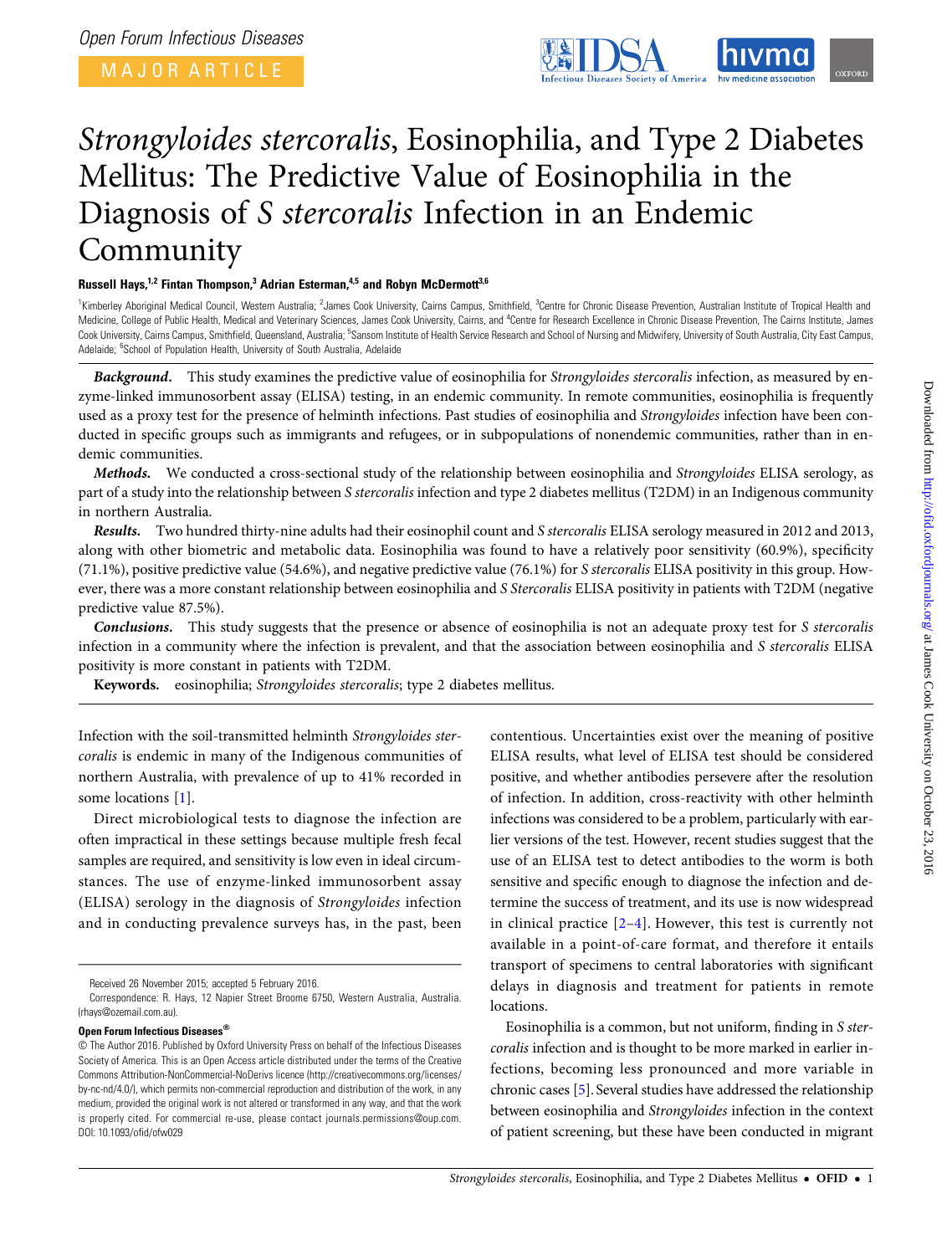Open Forum Infectious Diseases

MAJOR ARTICLE

# *Strongyloides stercoralis*, Eosinophilia, and Type 2 Diabetes Mellitus: The Predictive Value of Eosinophilia in the Diagnosis of *S stercoralis* Infection in an Endemic Community

**Russell Hays,[1,2] Fintan Thompson,[3] Adrian Esterman,[4,5] and Robyn McDermott[3,6]**

[1]Kimberley Aboriginal Medical Council, Western Australia; [2]James Cook University, Cairns Campus, Smithfield, [3]Centre for Chronic Disease Prevention, Australian Institute of Tropical Health and Medicine, College of Public Health, Medical and Veterinary Sciences, James Cook University, Cairns, and [4]Centre for Research Excellence in Chronic Disease Prevention, The Cairns Institute, James Cook University, Cairns Campus, Smithfield, Queensland, Australia; [5]Sansom Institute of Health Service Research and School of Nursing and Midwifery, University of South Australia, City East Campus, Adelaide; [6]School of Population Health, University of South Australia, Adelaide

***Background.*** This study examines the predictive value of eosinophilia for *Strongyloides stercoralis* infection, as measured by enzyme-linked immunosorbent assay (ELISA) testing, in an endemic community. In remote communities, eosinophilia is frequently used as a proxy test for the presence of helminth infections. Past studies of eosinophilia and *Strongyloides* infection have been conducted in specific groups such as immigrants and refugees, or in subpopulations of nonendemic communities, rather than in endemic communities.

***Methods.*** We conducted a cross-sectional study of the relationship between eosinophilia and *Strongyloides* ELISA serology, as part of a study into the relationship between *S stercoralis* infection and type 2 diabetes mellitus (T2DM) in an Indigenous community in northern Australia.

***Results.*** Two hundred thirty-nine adults had their eosinophil count and *S stercoralis* ELISA serology measured in 2012 and 2013, along with other biometric and metabolic data. Eosinophilia was found to have a relatively poor sensitivity (60.9%), specificity (71.1%), positive predictive value (54.6%), and negative predictive value (76.1%) for *S stercoralis* ELISA positivity in this group. However, there was a more constant relationship between eosinophilia and *S Stercoralis* ELISA positivity in patients with T2DM (negative predictive value 87.5%).

***Conclusions.*** This study suggests that the presence or absence of eosinophilia is not an adequate proxy test for *S stercoralis* infection in a community where the infection is prevalent, and that the association between eosinophilia and *S stercoralis* ELISA positivity is more constant in patients with T2DM.

**Keywords.** eosinophilia; *Strongyloides stercoralis*; type 2 diabetes mellitus.

Infection with the soil-transmitted helminth *Strongyloides stercoralis* is endemic in many of the Indigenous communities of northern Australia, with prevalence of up to 41% recorded in some locations [1].

Direct microbiological tests to diagnose the infection are often impractical in these settings because multiple fresh fecal samples are required, and sensitivity is low even in ideal circumstances. The use of enzyme-linked immunosorbent assay (ELISA) serology in the diagnosis of *Strongyloides* infection and in conducting prevalence surveys has, in the past, been contentious. Uncertainties exist over the meaning of positive ELISA results, what level of ELISA test should be considered positive, and whether antibodies persevere after the resolution of infection. In addition, cross-reactivity with other helminth infections was considered to be a problem, particularly with earlier versions of the test. However, recent studies suggest that the use of an ELISA test to detect antibodies to the worm is both sensitive and specific enough to diagnose the infection and determine the success of treatment, and its use is now widespread in clinical practice [2–4]. However, this test is currently not available in a point-of-care format, and therefore it entails transport of specimens to central laboratories with significant delays in diagnosis and treatment for patients in remote locations.

Eosinophilia is a common, but not uniform, finding in *S stercoralis* infection and is thought to be more marked in earlier infections, becoming less pronounced and more variable in chronic cases [5]. Several studies have addressed the relationship between eosinophilia and *Strongyloides* infection in the context of patient screening, but these have been conducted in migrant

Received 26 November 2015; accepted 5 February 2016.

Correspondence: R. Hays, 12 Napier Street Broome 6750, Western Australia, Australia. (rhays@ozemail.com.au).

**Open Forum Infectious Diseases®**

© The Author 2016. Published by Oxford University Press on behalf of the Infectious Diseases Society of America. This is an Open Access article distributed under the terms of the Creative Commons Attribution-NonCommercial-NoDerivs licence (http://creativecommons.org/licenses/by-nc-nd/4.0/), which permits non-commercial reproduction and distribution of the work, in any medium, provided the original work is not altered or transformed in any way, and that the work is properly cited. For commercial re-use, please contact journals.permissions@oup.com. DOI: 10.1093/ofid/ofw029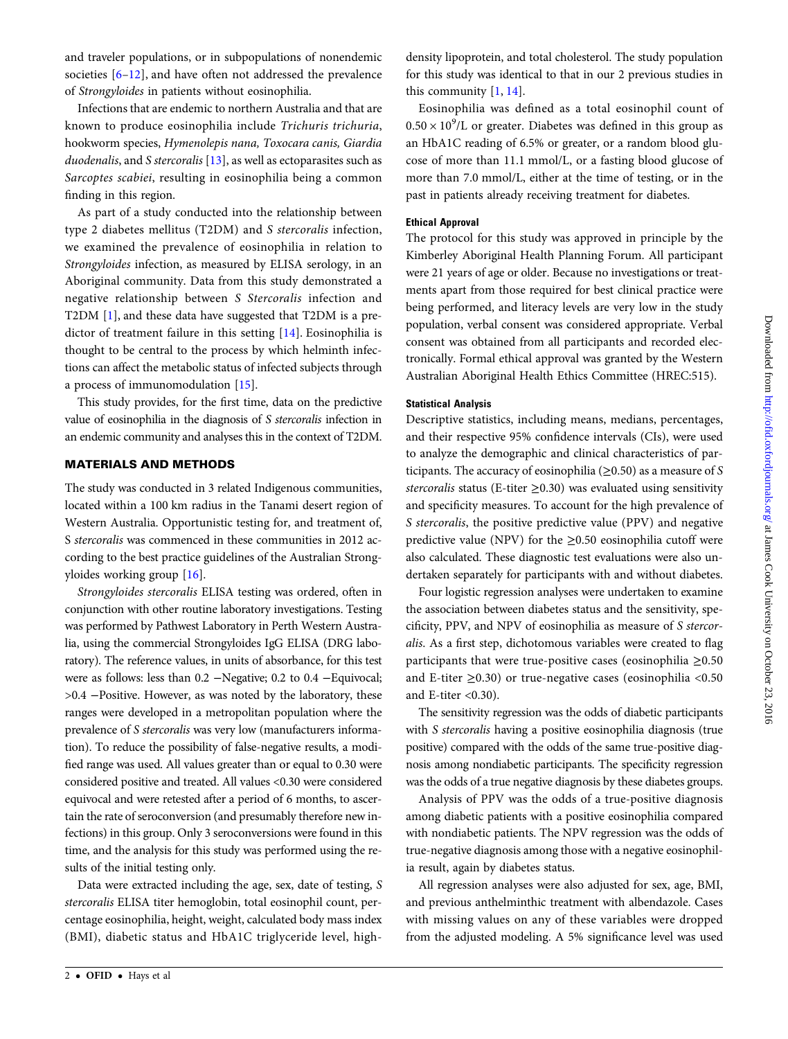and traveler populations, or in subpopulations of nonendemic societies [6–12], and have often not addressed the prevalence of *Strongyloides* in patients without eosinophilia.

Infections that are endemic to northern Australia and that are known to produce eosinophilia include *Trichuris trichuria*, hookworm species, *Hymenolepis nana, Toxocara canis, Giardia duodenalis*, and *S stercoralis* [13], as well as ectoparasites such as *Sarcoptes scabiei*, resulting in eosinophilia being a common finding in this region.

As part of a study conducted into the relationship between type 2 diabetes mellitus (T2DM) and *S stercoralis* infection, we examined the prevalence of eosinophilia in relation to *Strongyloides* infection, as measured by ELISA serology, in an Aboriginal community. Data from this study demonstrated a negative relationship between *S Stercoralis* infection and T2DM [1], and these data have suggested that T2DM is a predictor of treatment failure in this setting [14]. Eosinophilia is thought to be central to the process by which helminth infections can affect the metabolic status of infected subjects through a process of immunomodulation [15].

This study provides, for the first time, data on the predictive value of eosinophilia in the diagnosis of *S stercoralis* infection in an endemic community and analyses this in the context of T2DM.

## MATERIALS AND METHODS

The study was conducted in 3 related Indigenous communities, located within a 100 km radius in the Tanami desert region of Western Australia. Opportunistic testing for, and treatment of, S *stercoralis* was commenced in these communities in 2012 according to the best practice guidelines of the Australian Strongyloides working group [16].

*Strongyloides stercoralis* ELISA testing was ordered, often in conjunction with other routine laboratory investigations. Testing was performed by Pathwest Laboratory in Perth Western Australia, using the commercial Strongyloides IgG ELISA (DRG laboratory). The reference values, in units of absorbance, for this test were as follows: less than 0.2 −Negative; 0.2 to 0.4 −Equivocal; >0.4 −Positive. However, as was noted by the laboratory, these ranges were developed in a metropolitan population where the prevalence of *S stercoralis* was very low (manufacturers information). To reduce the possibility of false-negative results, a modified range was used. All values greater than or equal to 0.30 were considered positive and treated. All values <0.30 were considered equivocal and were retested after a period of 6 months, to ascertain the rate of seroconversion (and presumably therefore new infections) in this group. Only 3 seroconversions were found in this time, and the analysis for this study was performed using the results of the initial testing only.

Data were extracted including the age, sex, date of testing, *S stercoralis* ELISA titer hemoglobin, total eosinophil count, percentage eosinophilia, height, weight, calculated body mass index (BMI), diabetic status and HbA1C triglyceride level, high-density lipoprotein, and total cholesterol. The study population for this study was identical to that in our 2 previous studies in this community [1, 14].

Eosinophilia was defined as a total eosinophil count of $0.50 \times 10^9$/L or greater. Diabetes was defined in this group as an HbA1C reading of 6.5% or greater, or a random blood glucose of more than 11.1 mmol/L, or a fasting blood glucose of more than 7.0 mmol/L, either at the time of testing, or in the past in patients already receiving treatment for diabetes.

### Ethical Approval

The protocol for this study was approved in principle by the Kimberley Aboriginal Health Planning Forum. All participant were 21 years of age or older. Because no investigations or treatments apart from those required for best clinical practice were being performed, and literacy levels are very low in the study population, verbal consent was considered appropriate. Verbal consent was obtained from all participants and recorded electronically. Formal ethical approval was granted by the Western Australian Aboriginal Health Ethics Committee (HREC:515).

### Statistical Analysis

Descriptive statistics, including means, medians, percentages, and their respective 95% confidence intervals (CIs), were used to analyze the demographic and clinical characteristics of participants. The accuracy of eosinophilia (≥0.50) as a measure of *S stercoralis* status (E-titer ≥0.30) was evaluated using sensitivity and specificity measures. To account for the high prevalence of *S stercoralis*, the positive predictive value (PPV) and negative predictive value (NPV) for the ≥0.50 eosinophilia cutoff were also calculated. These diagnostic test evaluations were also undertaken separately for participants with and without diabetes.

Four logistic regression analyses were undertaken to examine the association between diabetes status and the sensitivity, specificity, PPV, and NPV of eosinophilia as measure of *S stercoralis*. As a first step, dichotomous variables were created to flag participants that were true-positive cases (eosinophilia ≥0.50 and E-titer ≥0.30) or true-negative cases (eosinophilia <0.50 and E-titer <0.30).

The sensitivity regression was the odds of diabetic participants with *S stercoralis* having a positive eosinophilia diagnosis (true positive) compared with the odds of the same true-positive diagnosis among nondiabetic participants. The specificity regression was the odds of a true negative diagnosis by these diabetes groups.

Analysis of PPV was the odds of a true-positive diagnosis among diabetic patients with a positive eosinophilia compared with nondiabetic patients. The NPV regression was the odds of true-negative diagnosis among those with a negative eosinophilia result, again by diabetes status.

All regression analyses were also adjusted for sex, age, BMI, and previous anthelminthic treatment with albendazole. Cases with missing values on any of these variables were dropped from the adjusted modeling. A 5% significance level was used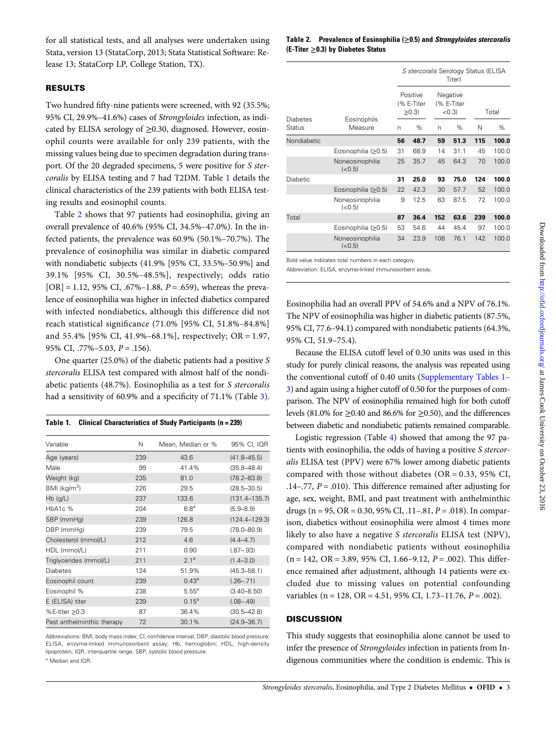for all statistical tests, and all analyses were undertaken using Stata, version 13 (StataCorp, 2013; Stata Statistical Software: Release 13; StataCorp LP, College Station, TX).

## RESULTS

Two hundred fifty-nine patients were screened, with 92 (35.5%; 95% CI, 29.9%–41.6%) cases of *Strongyloides* infection, as indicated by ELISA serology of ≥0.30, diagnosed. However, eosinophil counts were available for only 239 patients, with the missing values being due to specimen degradation during transport. Of the 20 degraded specimens, 5 were positive for *S stercoralis* by ELISA testing and 7 had T2DM. Table 1 details the clinical characteristics of the 239 patients with both ELISA testing results and eosinophil counts.

Table 2 shows that 97 patients had eosinophilia, giving an overall prevalence of 40.6% (95% CI, 34.5%–47.0%). In the infected patients, the prevalence was 60.9% (50.1%–70.7%). The prevalence of eosinophilia was similar in diabetic compared with nondiabetic subjects (41.9% [95% CI, 33.5%–50.9%] and 39.1% [95% CI, 30.5%–48.5%], respectively; odds ratio [OR] = 1.12, 95% CI, .67%–1.88, $P = .659$), whereas the prevalence of eosinophilia was higher in infected diabetics compared with infected nondiabetics, although this difference did not reach statistical significance (71.0% [95% CI, 51.8%–84.8%] and 55.4% [95% CI, 41.9%–68.1%], respectively; OR = 1.97, 95% CI, .77%–5.03, $P = .156$).

One quarter (25.0%) of the diabetic patients had a positive *S stercoralis* ELISA test compared with almost half of the nondiabetic patients (48.7%). Eosinophilia as a test for *S stercoralis* had a sensitivity of 60.9% and a specificity of 71.1% (Table 3).

**Table 1. Clinical Characteristics of Study Participants (n = 239)**

| Variable | N | Mean, Median or % | 95% CI, IQR |
|---|---|---|---|
| Age (years) | 239 | 43.6 | (41.8–45.5) |
| Male | 99 | 41.4% | (35.8–48.4) |
| Weight (kg) | 235 | 81.0 | (78.2–83.8) |
| BMI (kg/m$^2$) | 226 | 29.5 | (28.5–30.5) |
| Hb (g/L) | 237 | 133.6 | (131.4–135.7) |
| HbA1c % | 204 | 6.8[a] | (5.9–8.9) |
| SBP (mmHg) | 239 | 126.8 | (124.4–129.3) |
| DBP (mmHg) | 239 | 79.5 | (78.0–80.9) |
| Cholesterol (mmol/L) | 212 | 4.6 | (4.4–4.7) |
| HDL (mmol/L) | 211 | 0.90 | (.87–.93) |
| Triglycerides (mmol/L) | 211 | 2.1[a] | (1.4–3.0) |
| Diabetes | 124 | 51.9% | (45.3–58.1) |
| Eosinophil count | 239 | 0.43[a] | (.26–.71) |
| Eosinophil % | 238 | 5.55[a] | (3.40–8.50) |
| E (ELISA) titer | 239 | 0.15[a] | (.08–.49) |
| %E-titer ≥0.3 | 87 | 36.4% | (30.5–42.8) |
| Past anthelminthic therapy | 72 | 30.1% | (24.9–36.7) |

Abbreviations: BMI, body mass index; CI, confidence interval; DBP, diastolic blood pressure; ELISA, enzyme-linked immunosorbent assay; Hb, hemoglobin; HDL, high-density lipoprotein; IQR, interquartile range; SBP, systolic blood pressure.

[a] Median and IQR.

**Table 2. Prevalence of Eosinophilia (≥0.5) and *Strongyloides stercoralis* (E-Titer ≥0.3) by Diabetes Status**

| | | *S stercoralis* Serology Status (ELISA Titer) | | | | | |
|---|---|---|---|---|---|---|---|
| | | Positive (% E-Titer ≥0.3) | | Negative (% E-Titer <0.3) | | Total | |
| Diabetes Status | Eosinophils Measure | n | % | n | % | N | % |
| **Nondiabetic** | | **56** | **48.7** | **59** | **51.3** | **115** | **100.0** |
| | Eosinophilia (≥0.5) | 31 | 68.9 | 14 | 31.1 | 45 | 100.0 |
| | Noneosinophilia (<0.5) | 25 | 35.7 | 45 | 64.3 | 70 | 100.0 |
| **Diabetic** | | **31** | **25.0** | **93** | **75.0** | **124** | **100.0** |
| | Eosinophilia (≥0.5) | 22 | 42.3 | 30 | 57.7 | 52 | 100.0 |
| | Noneosinophilia (<0.5) | 9 | 12.5 | 63 | 87.5 | 72 | 100.0 |
| **Total** | | **87** | **36.4** | **152** | **63.6** | **239** | **100.0** |
| | Eosinophilia (≥0.5) | 53 | 54.6 | 44 | 45.4 | 97 | 100.0 |
| | Noneosinophilia (<0.5) | 34 | 23.9 | 108 | 76.1 | 142 | 100.0 |

Bold value indicates total numbers in each category.

Abbreviation: ELISA, enzyme-linked immunosorbent assay.

Eosinophilia had an overall PPV of 54.6% and a NPV of 76.1%. The NPV of eosinophilia was higher in diabetic patients (87.5%, 95% CI, 77.6–94.1) compared with nondiabetic patients (64.3%, 95% CI, 51.9–75.4).

Because the ELISA cutoff level of 0.30 units was used in this study for purely clinical reasons, the analysis was repeated using the conventional cutoff of 0.40 units (Supplementary Tables 1–3) and again using a higher cutoff of 0.50 for the purposes of comparison. The NPV of eosinophilia remained high for both cutoff levels (81.0% for ≥0.40 and 86.6% for ≥0.50), and the differences between diabetic and nondiabetic patients remained comparable.

Logistic regression (Table 4) showed that among the 97 patients with eosinophilia, the odds of having a positive *S stercoralis* ELISA test (PPV) were 67% lower among diabetic patients compared with those without diabetes (OR = 0.33, 95% CI, .14–.77, $P = .010$). This difference remained after adjusting for age, sex, weight, BMI, and past treatment with anthelminthic drugs (n = 95, OR = 0.30, 95% CI, .11–.81, $P = .018$). In comparison, diabetics without eosinophilia were almost 4 times more likely to also have a negative *S stercoralis* ELISA test (NPV), compared with nondiabetic patients without eosinophilia (n = 142, OR = 3.89, 95% CI, 1.66–9.12, $P = .002$). This difference remained after adjustment, although 14 patients were excluded due to missing values on potential confounding variables (n = 128, OR = 4.51, 95% CI, 1.73–11.76, $P = .002$).

## DISCUSSION

This study suggests that eosinophilia alone cannot be used to infer the presence of *Strongyloides* infection in patients from Indigenous communities where the condition is endemic. This is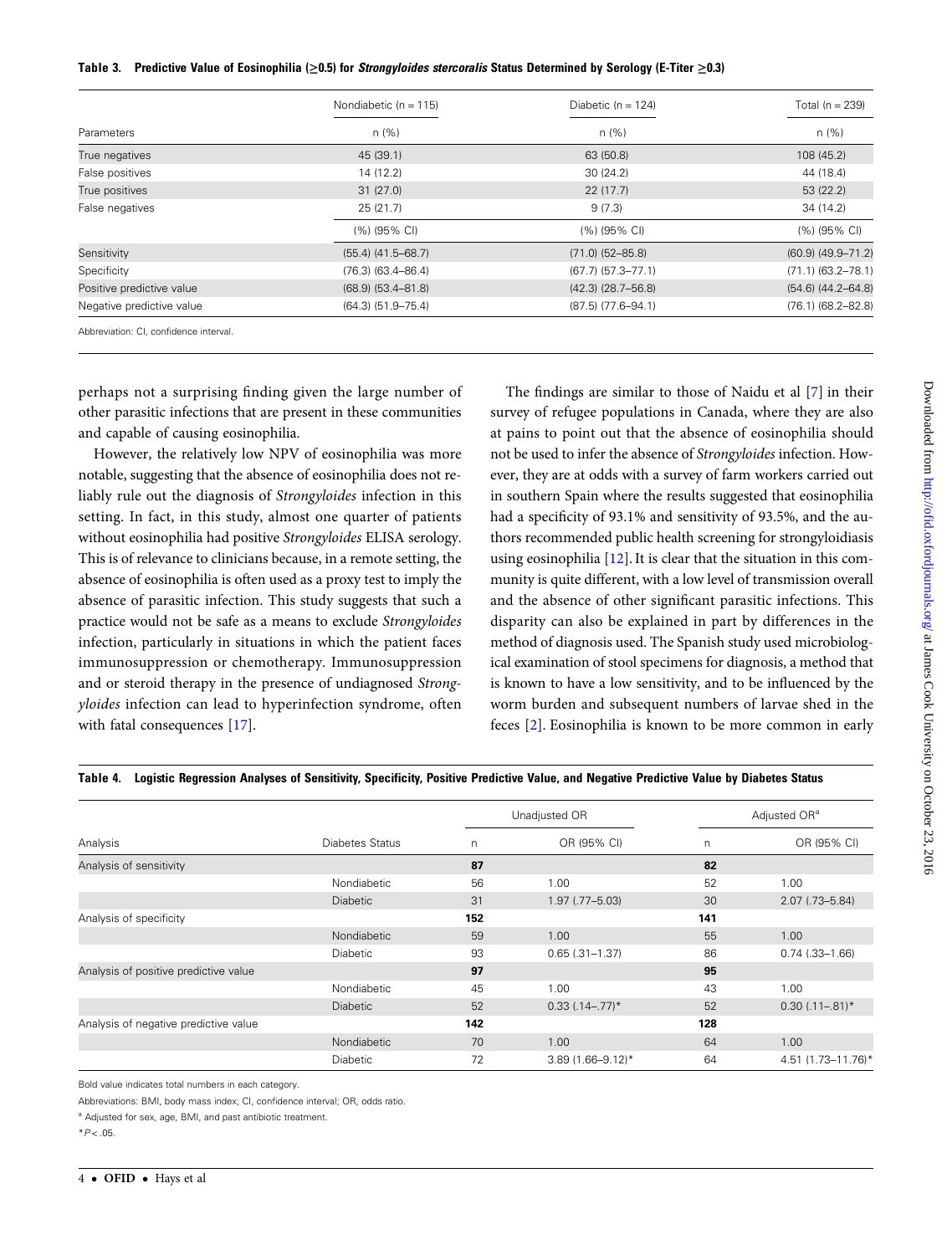**Table 3. Predictive Value of Eosinophilia (≥0.5) for *Strongyloides stercoralis* Status Determined by Serology (E-Titer ≥0.3)**

| | Nondiabetic (n = 115) | Diabetic (n = 124) | Total (n = 239) |
|---|---|---|---|
| Parameters | n (%) | n (%) | n (%) |
| True negatives | 45 (39.1) | 63 (50.8) | 108 (45.2) |
| False positives | 14 (12.2) | 30 (24.2) | 44 (18.4) |
| True positives | 31 (27.0) | 22 (17.7) | 53 (22.2) |
| False negatives | 25 (21.7) | 9 (7.3) | 34 (14.2) |
| | (%) (95% CI) | (%) (95% CI) | (%) (95% CI) |
| Sensitivity | (55.4) (41.5–68.7) | (71.0) (52–85.8) | (60.9) (49.9–71.2) |
| Specificity | (76.3) (63.4–86.4) | (67.7) (57.3–77.1) | (71.1) (63.2–78.1) |
| Positive predictive value | (68.9) (53.4–81.8) | (42.3) (28.7–56.8) | (54.6) (44.2–64.8) |
| Negative predictive value | (64.3) (51.9–75.4) | (87.5) (77.6–94.1) | (76.1) (68.2–82.8) |

Abbreviation: CI, confidence interval.

perhaps not a surprising finding given the large number of other parasitic infections that are present in these communities and capable of causing eosinophilia.

However, the relatively low NPV of eosinophilia was more notable, suggesting that the absence of eosinophilia does not reliably rule out the diagnosis of *Strongyloides* infection in this setting. In fact, in this study, almost one quarter of patients without eosinophilia had positive *Strongyloides* ELISA serology. This is of relevance to clinicians because, in a remote setting, the absence of eosinophilia is often used as a proxy test to imply the absence of parasitic infection. This study suggests that such a practice would not be safe as a means to exclude *Strongyloides* infection, particularly in situations in which the patient faces immunosuppression or chemotherapy. Immunosuppression and or steroid therapy in the presence of undiagnosed *Strongyloides* infection can lead to hyperinfection syndrome, often with fatal consequences [17].

The findings are similar to those of Naidu et al [7] in their survey of refugee populations in Canada, where they are also at pains to point out that the absence of eosinophilia should not be used to infer the absence of *Strongyloides* infection. However, they are at odds with a survey of farm workers carried out in southern Spain where the results suggested that eosinophilia had a specificity of 93.1% and sensitivity of 93.5%, and the authors recommended public health screening for strongyloidiasis using eosinophilia [12]. It is clear that the situation in this community is quite different, with a low level of transmission overall and the absence of other significant parasitic infections. This disparity can also be explained in part by differences in the method of diagnosis used. The Spanish study used microbiological examination of stool specimens for diagnosis, a method that is known to have a low sensitivity, and to be influenced by the worm burden and subsequent numbers of larvae shed in the feces [2]. Eosinophilia is known to be more common in early

**Table 4. Logistic Regression Analyses of Sensitivity, Specificity, Positive Predictive Value, and Negative Predictive Value by Diabetes Status**

| | | Unadjusted OR | | Adjusted OR[a] | |
|---|---|---|---|---|---|
| Analysis | Diabetes Status | n | OR (95% CI) | n | OR (95% CI) |
| Analysis of sensitivity | | **87** | | **82** | |
| | Nondiabetic | 56 | 1.00 | 52 | 1.00 |
| | Diabetic | 31 | 1.97 (.77–5.03) | 30 | 2.07 (.73–5.84) |
| Analysis of specificity | | **152** | | **141** | |
| | Nondiabetic | 59 | 1.00 | 55 | 1.00 |
| | Diabetic | 93 | 0.65 (.31–1.37) | 86 | 0.74 (.33–1.66) |
| Analysis of positive predictive value | | **97** | | **95** | |
| | Nondiabetic | 45 | 1.00 | 43 | 1.00 |
| | Diabetic | 52 | 0.33 (.14–.77)* | 52 | 0.30 (.11–.81)* |
| Analysis of negative predictive value | | **142** | | **128** | |
| | Nondiabetic | 70 | 1.00 | 64 | 1.00 |
| | Diabetic | 72 | 3.89 (1.66–9.12)* | 64 | 4.51 (1.73–11.76)* |

Bold value indicates total numbers in each category.

Abbreviations: BMI, body mass index; CI, confidence interval; OR, odds ratio.

[a] Adjusted for sex, age, BMI, and past antibiotic treatment.

* $P < .05$.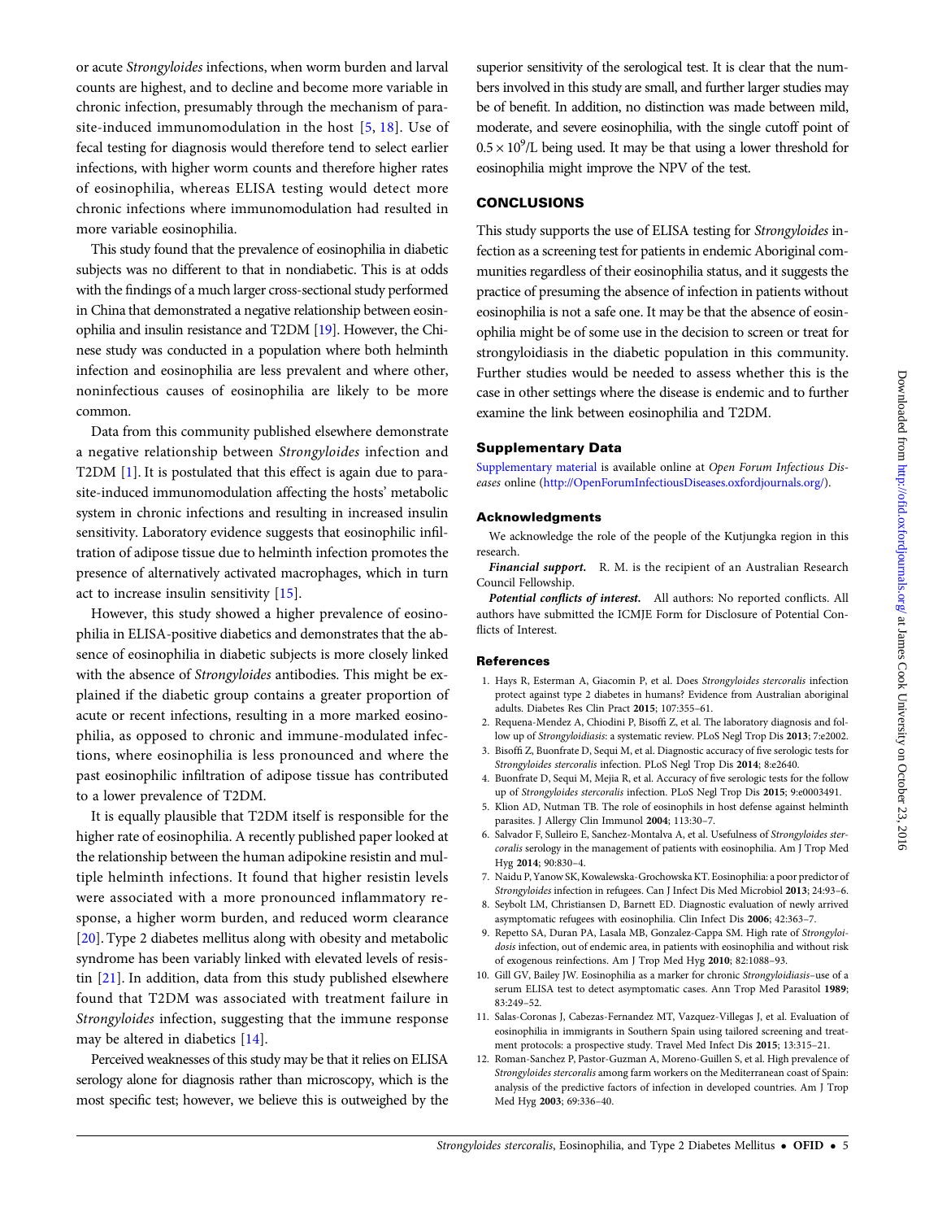or acute *Strongyloides* infections, when worm burden and larval counts are highest, and to decline and become more variable in chronic infection, presumably through the mechanism of parasite-induced immunomodulation in the host [5, 18]. Use of fecal testing for diagnosis would therefore tend to select earlier infections, with higher worm counts and therefore higher rates of eosinophilia, whereas ELISA testing would detect more chronic infections where immunomodulation had resulted in more variable eosinophilia.

This study found that the prevalence of eosinophilia in diabetic subjects was no different to that in nondiabetic. This is at odds with the findings of a much larger cross-sectional study performed in China that demonstrated a negative relationship between eosinophilia and insulin resistance and T2DM [19]. However, the Chinese study was conducted in a population where both helminth infection and eosinophilia are less prevalent and where other, noninfectious causes of eosinophilia are likely to be more common.

Data from this community published elsewhere demonstrate a negative relationship between *Strongyloides* infection and T2DM [1]. It is postulated that this effect is again due to parasite-induced immunomodulation affecting the hosts' metabolic system in chronic infections and resulting in increased insulin sensitivity. Laboratory evidence suggests that eosinophilic infiltration of adipose tissue due to helminth infection promotes the presence of alternatively activated macrophages, which in turn act to increase insulin sensitivity [15].

However, this study showed a higher prevalence of eosinophilia in ELISA-positive diabetics and demonstrates that the absence of eosinophilia in diabetic subjects is more closely linked with the absence of *Strongyloides* antibodies. This might be explained if the diabetic group contains a greater proportion of acute or recent infections, resulting in a more marked eosinophilia, as opposed to chronic and immune-modulated infections, where eosinophilia is less pronounced and where the past eosinophilic infiltration of adipose tissue has contributed to a lower prevalence of T2DM.

It is equally plausible that T2DM itself is responsible for the higher rate of eosinophilia. A recently published paper looked at the relationship between the human adipokine resistin and multiple helminth infections. It found that higher resistin levels were associated with a more pronounced inflammatory response, a higher worm burden, and reduced worm clearance [20]. Type 2 diabetes mellitus along with obesity and metabolic syndrome has been variably linked with elevated levels of resistin [21]. In addition, data from this study published elsewhere found that T2DM was associated with treatment failure in *Strongyloides* infection, suggesting that the immune response may be altered in diabetics [14].

Perceived weaknesses of this study may be that it relies on ELISA serology alone for diagnosis rather than microscopy, which is the most specific test; however, we believe this is outweighed by the superior sensitivity of the serological test. It is clear that the numbers involved in this study are small, and further larger studies may be of benefit. In addition, no distinction was made between mild, moderate, and severe eosinophilia, with the single cutoff point of $0.5 \times 10^9$/L being used. It may be that using a lower threshold for eosinophilia might improve the NPV of the test.

## CONCLUSIONS

This study supports the use of ELISA testing for *Strongyloides* infection as a screening test for patients in endemic Aboriginal communities regardless of their eosinophilia status, and it suggests the practice of presuming the absence of infection in patients without eosinophilia is not a safe one. It may be that the absence of eosinophilia might be of some use in the decision to screen or treat for strongyloidiasis in the diabetic population in this community. Further studies would be needed to assess whether this is the case in other settings where the disease is endemic and to further examine the link between eosinophilia and T2DM.

### Supplementary Data

Supplementary material is available online at *Open Forum Infectious Diseases* online (http://OpenForumInfectiousDiseases.oxfordjournals.org/).

### Acknowledgments

We acknowledge the role of the people of the Kutjungka region in this research.

***Financial support.*** R. M. is the recipient of an Australian Research Council Fellowship.

***Potential conflicts of interest.*** All authors: No reported conflicts. All authors have submitted the ICMJE Form for Disclosure of Potential Conflicts of Interest.

### References

1. Hays R, Esterman A, Giacomin P, et al. Does *Strongyloides stercoralis* infection protect against type 2 diabetes in humans? Evidence from Australian aboriginal adults. Diabetes Res Clin Pract **2015**; 107:355–61.
2. Requena-Mendez A, Chiodini P, Bisoffi Z, et al. The laboratory diagnosis and follow up of *Strongyloidiasis*: a systematic review. PLoS Negl Trop Dis **2013**; 7:e2002.
3. Bisoffi Z, Buonfrate D, Sequi M, et al. Diagnostic accuracy of five serologic tests for *Strongyloides stercoralis* infection. PLoS Negl Trop Dis **2014**; 8:e2640.
4. Buonfrate D, Sequi M, Mejia R, et al. Accuracy of five serologic tests for the follow up of *Strongyloides stercoralis* infection. PLoS Negl Trop Dis **2015**; 9:e0003491.
5. Klion AD, Nutman TB. The role of eosinophils in host defense against helminth parasites. J Allergy Clin Immunol **2004**; 113:30–7.
6. Salvador F, Sulleiro E, Sanchez-Montalva A, et al. Usefulness of *Strongyloides stercoralis* serology in the management of patients with eosinophilia. Am J Trop Med Hyg **2014**; 90:830–4.
7. Naidu P, Yanow SK, Kowalewska-Grochowska KT. Eosinophilia: a poor predictor of *Strongyloides* infection in refugees. Can J Infect Dis Med Microbiol **2013**; 24:93–6.
8. Seybolt LM, Christiansen D, Barnett ED. Diagnostic evaluation of newly arrived asymptomatic refugees with eosinophilia. Clin Infect Dis **2006**; 42:363–7.
9. Repetto SA, Duran PA, Lasala MB, Gonzalez-Cappa SM. High rate of *Strongyloidosis* infection, out of endemic area, in patients with eosinophilia and without risk of exogenous reinfections. Am J Trop Med Hyg **2010**; 82:1088–93.
10. Gill GV, Bailey JW. Eosinophilia as a marker for chronic *Strongyloidiasis*–use of a serum ELISA test to detect asymptomatic cases. Ann Trop Med Parasitol **1989**; 83:249–52.
11. Salas-Coronas J, Cabezas-Fernandez MT, Vazquez-Villegas J, et al. Evaluation of eosinophilia in immigrants in Southern Spain using tailored screening and treatment protocols: a prospective study. Travel Med Infect Dis **2015**; 13:315–21.
12. Roman-Sanchez P, Pastor-Guzman A, Moreno-Guillen S, et al. High prevalence of *Strongyloides stercoralis* among farm workers on the Mediterranean coast of Spain: analysis of the predictive factors of infection in developed countries. Am J Trop Med Hyg **2003**; 69:336–40.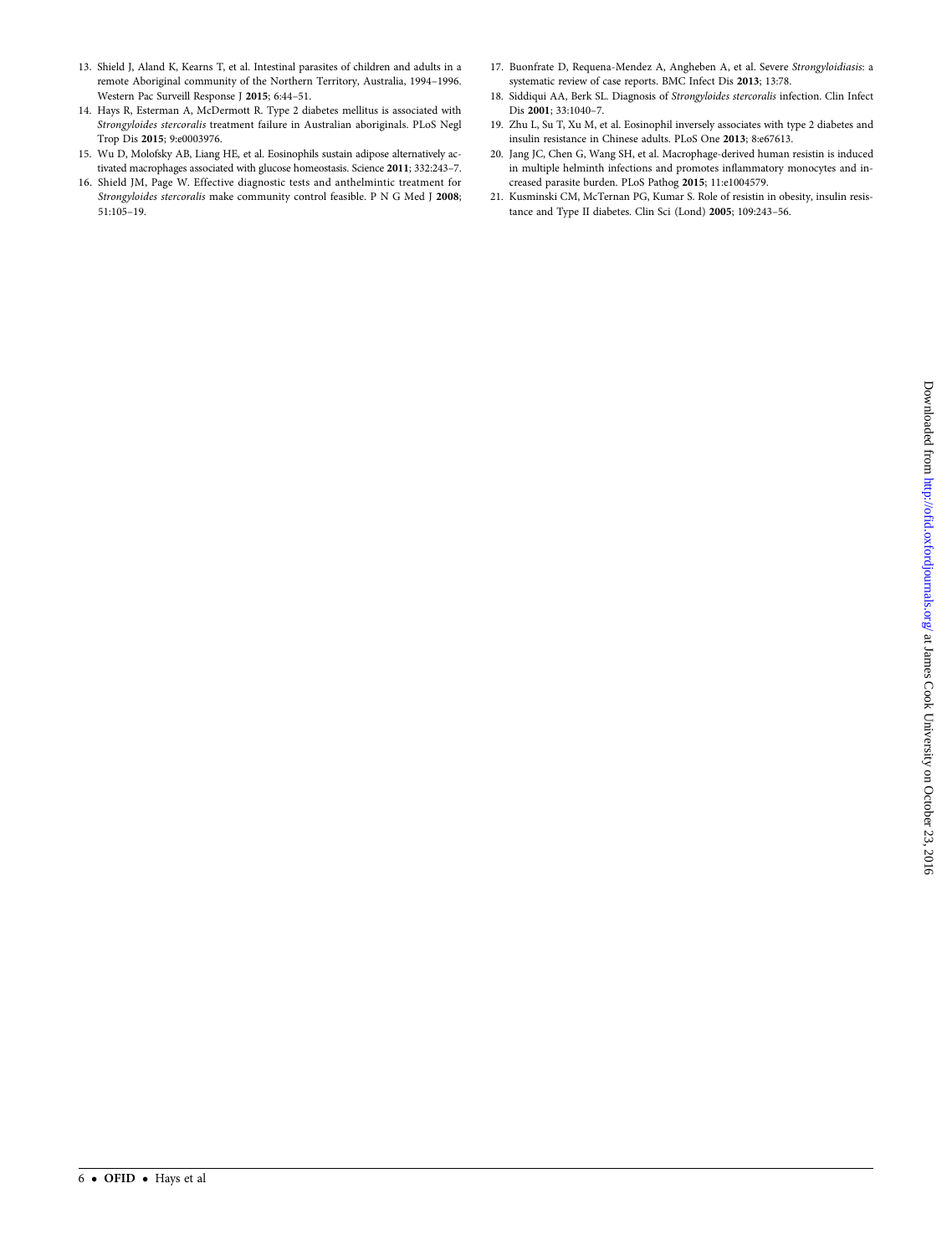13. Shield J, Aland K, Kearns T, et al. Intestinal parasites of children and adults in a remote Aboriginal community of the Northern Territory, Australia, 1994–1996. Western Pac Surveill Response J **2015**; 6:44–51.
14. Hays R, Esterman A, McDermott R. Type 2 diabetes mellitus is associated with *Strongyloides stercoralis* treatment failure in Australian aboriginals. PLoS Negl Trop Dis **2015**; 9:e0003976.
15. Wu D, Molofsky AB, Liang HE, et al. Eosinophils sustain adipose alternatively activated macrophages associated with glucose homeostasis. Science **2011**; 332:243–7.
16. Shield JM, Page W. Effective diagnostic tests and anthelmintic treatment for *Strongyloides stercoralis* make community control feasible. P N G Med J **2008**; 51:105–19.
17. Buonfrate D, Requena-Mendez A, Angheben A, et al. Severe *Strongyloidiasis*: a systematic review of case reports. BMC Infect Dis **2013**; 13:78.
18. Siddiqui AA, Berk SL. Diagnosis of *Strongyloides stercoralis* infection. Clin Infect Dis **2001**; 33:1040–7.
19. Zhu L, Su T, Xu M, et al. Eosinophil inversely associates with type 2 diabetes and insulin resistance in Chinese adults. PLoS One **2013**; 8:e67613.
20. Jang JC, Chen G, Wang SH, et al. Macrophage-derived human resistin is induced in multiple helminth infections and promotes inflammatory monocytes and increased parasite burden. PLoS Pathog **2015**; 11:e1004579.
21. Kusminski CM, McTernan PG, Kumar S. Role of resistin in obesity, insulin resistance and Type II diabetes. Clin Sci (Lond) **2005**; 109:243–56.